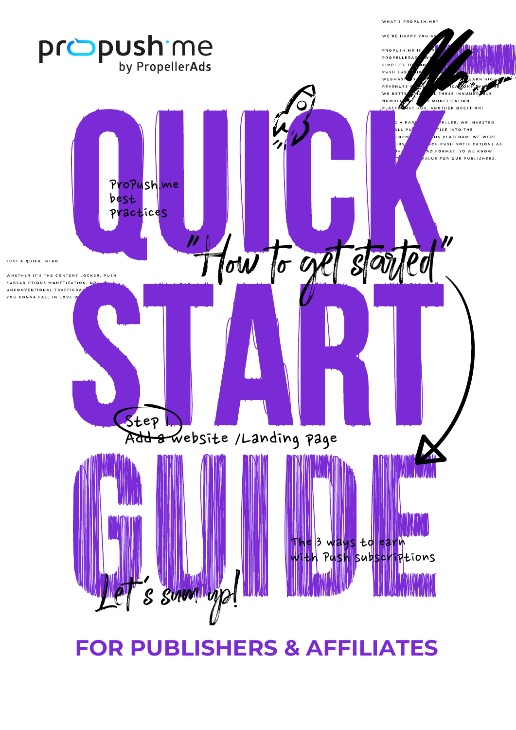propush·me
by PropellerAds

# QUICK START GUIDE

"How to get started"

ProPush.me best practices

WHAT'S PROPUSH.ME?

WE'RE HAPPY YOU AS...

PROPUSH.ME IS ... P... PROPELLERAD... WH... SIMPLIFY TH... MO... PUSH SUB... IP... WEBMAST... S... EARN HIGH... REVENUES ... ICATIONS. WHY ARE WE BETTE... L THESE INNUMERABLE NUMBER... MONETIZATION PLATFORMS? HUH, ANOTHER QUESTION!

... G A PAR... ELLER, WE INVESTED ... ALL PU... TISE INTO THE ... LOPM... HIS PLATFORM. WE WERE ... IRST... NCH PUSH NOTIFICATIONS AS ... OV... AD FORMAT, SO WE KNOW ... T... VALUE FOR OUR PUBLISHERS.

JUST A QUICK INTRO

WHETHER IT'S THE CONTENT LOCKER, PUSH SUBSCRIPTIONS MONETIZATION, OR UNCONVENTIONAL TRAFFICBAC... YOU GONNA FALL IN LOVE W...

Step 1. Add a website /Landing page

The 3 ways to earn with Push subscriptions

Let's sum up!

## FOR PUBLISHERS & AFFILIATES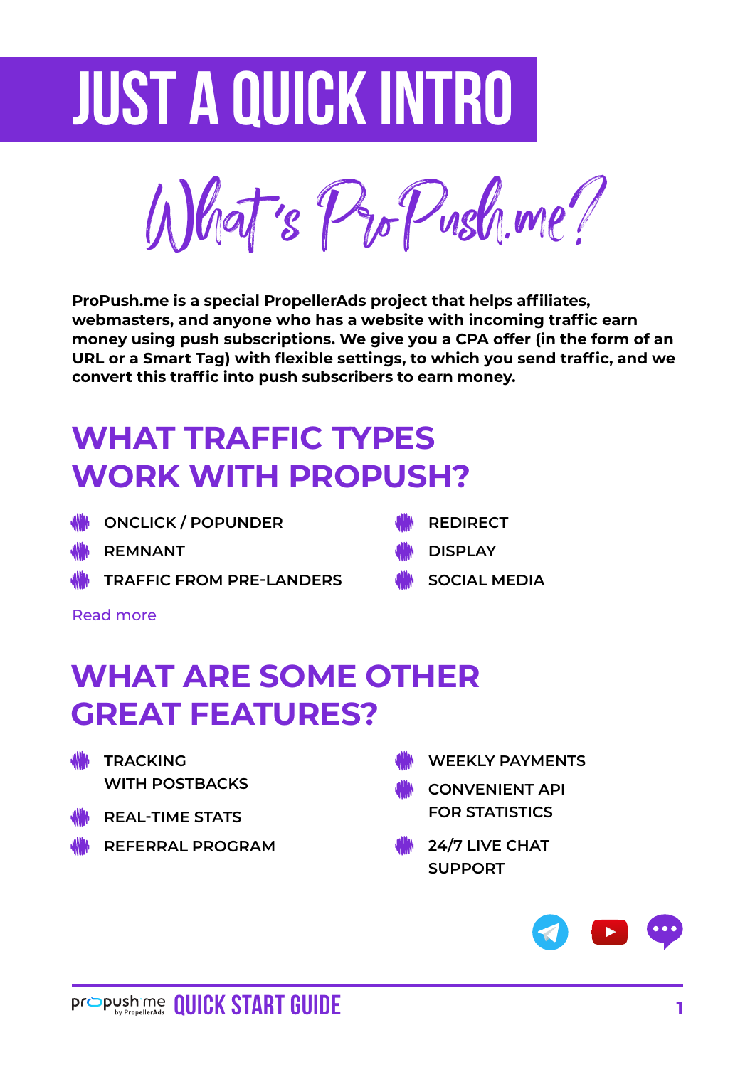# JUST A QUICK INTRO

## What's ProPush.me?

**ProPush.me is a special PropellerAds project that helps affiliates, webmasters, and anyone who has a website with incoming traffic earn money using push subscriptions. We give you a CPA offer (in the form of an URL or a Smart Tag) with flexible settings, to which you send traffic, and we convert this traffic into push subscribers to earn money.**

## WHAT TRAFFIC TYPES WORK WITH PROPUSH?

- ONCLICK / POPUNDER
- REMNANT
- TRAFFIC FROM PRE-LANDERS
- REDIRECT
- DISPLAY
- SOCIAL MEDIA

Read more

## WHAT ARE SOME OTHER GREAT FEATURES?

- TRACKING WITH POSTBACKS
- REAL-TIME STATS
- REFERRAL PROGRAM
- WEEKLY PAYMENTS
- CONVENIENT API FOR STATISTICS
- 24/7 LIVE CHAT SUPPORT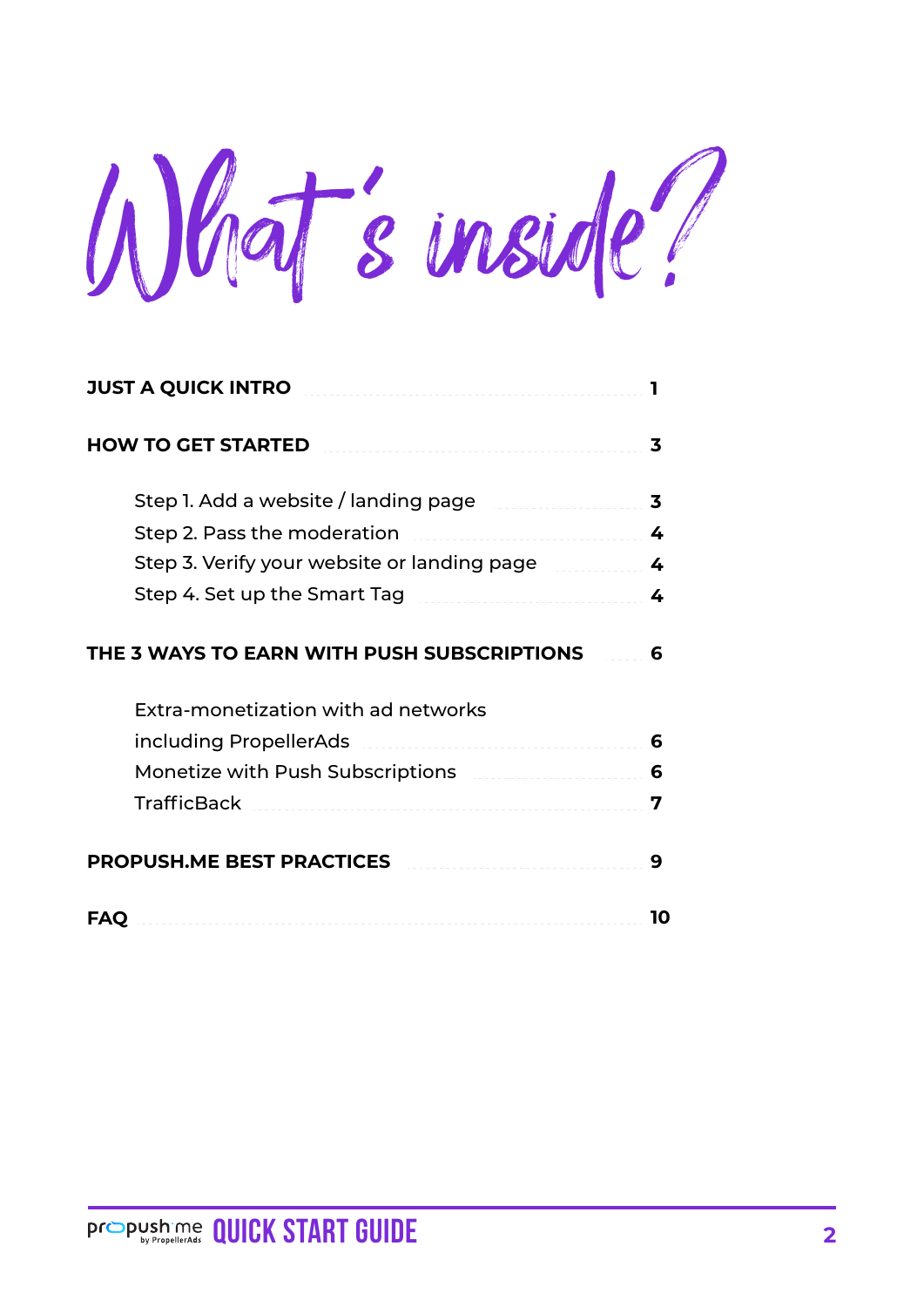# What's inside?

**JUST A QUICK INTRO** ..... **1**

**HOW TO GET STARTED** ..... **3**

- Step 1. Add a website / landing page ..... **3**
- Step 2. Pass the moderation ..... **4**
- Step 3. Verify your website or landing page ..... **4**
- Step 4. Set up the Smart Tag ..... **4**

**THE 3 WAYS TO EARN WITH PUSH SUBSCRIPTIONS** ..... **6**

- Extra-monetization with ad networks including PropellerAds ..... **6**
- Monetize with Push Subscriptions ..... **6**
- TrafficBack ..... **7**

**PROPUSH.ME BEST PRACTICES** ..... **9**

**FAQ** ..... **10**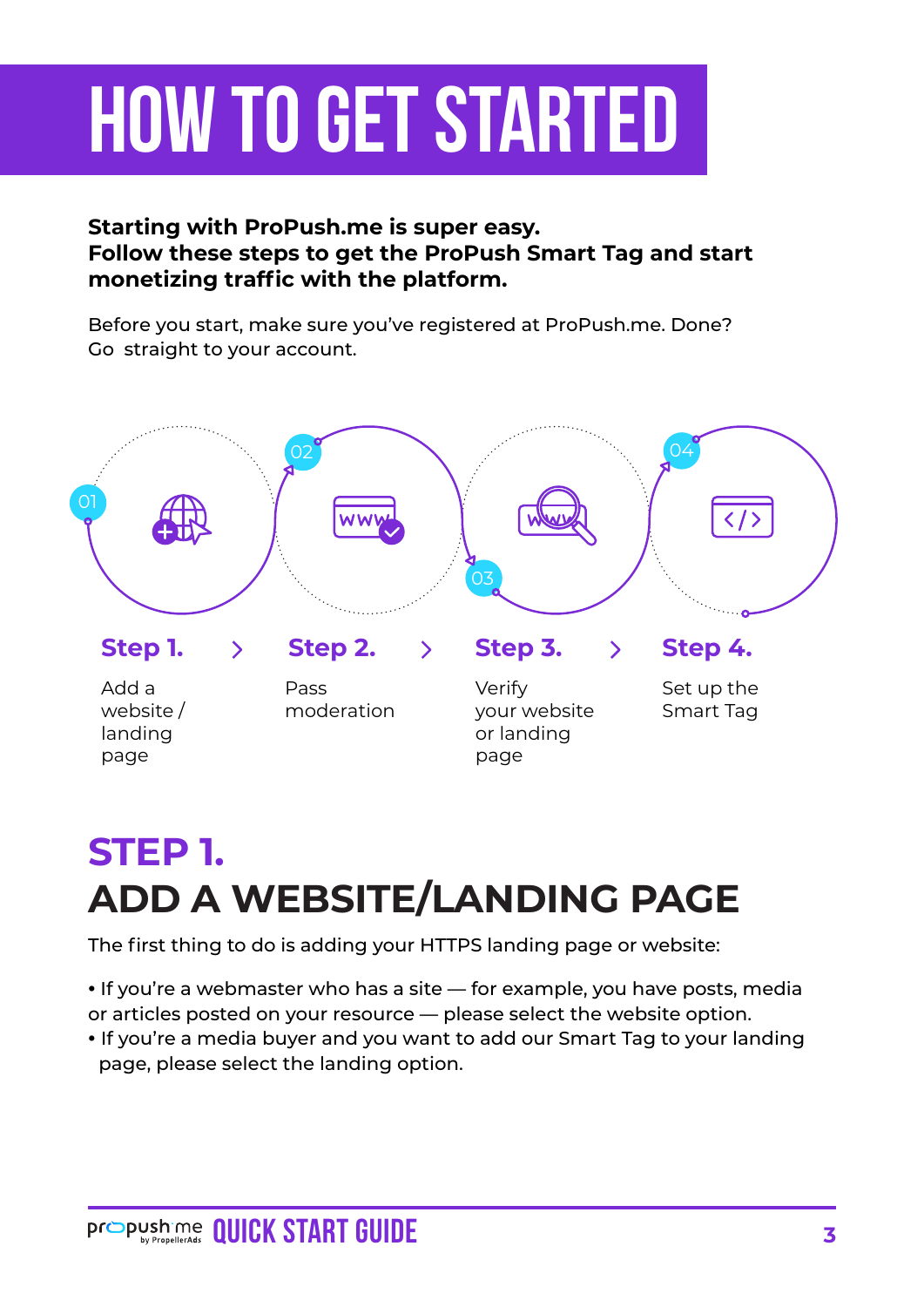# HOW TO GET STARTED

**Starting with ProPush.me is super easy.**
**Follow these steps to get the ProPush Smart Tag and start monetizing traffic with the platform.**

Before you start, make sure you've registered at ProPush.me. Done? Go straight to your account.

01 **Step 1.** Add a website / landing page

02 **Step 2.** Pass moderation

03 **Step 3.** Verify your website or landing page

04 **Step 4.** Set up the Smart Tag

## STEP 1.
## ADD A WEBSITE/LANDING PAGE

The first thing to do is adding your HTTPS landing page or website:

- If you're a webmaster who has a site — for example, you have posts, media or articles posted on your resource — please select the website option.
- If you're a media buyer and you want to add our Smart Tag to your landing page, please select the landing option.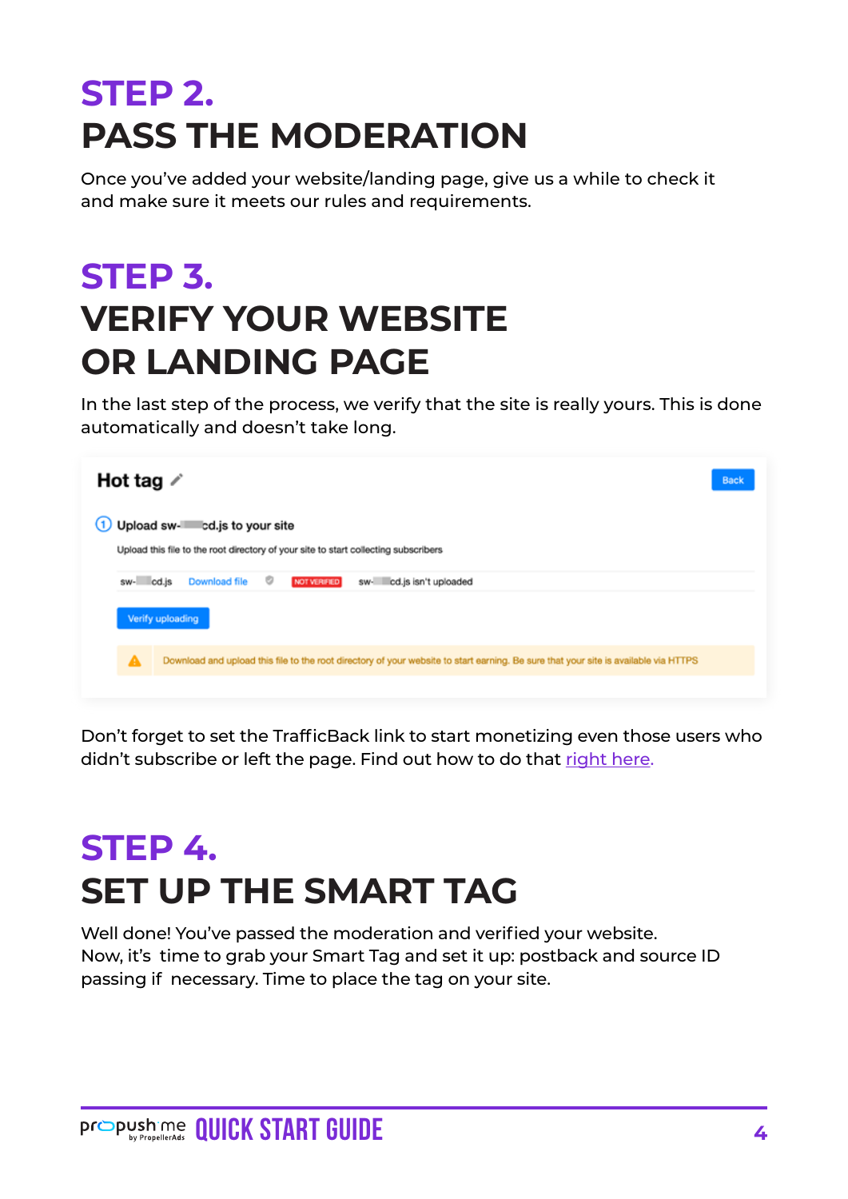# STEP 2.
# PASS THE MODERATION

Once you've added your website/landing page, give us a while to check it and make sure it meets our rules and requirements.

# STEP 3.
# VERIFY YOUR WEBSITE OR LANDING PAGE

In the last step of the process, we verify that the site is really yours. This is done automatically and doesn't take long.

Hot tag

Back

1 Upload sw-▒▒▒cd.js to your site

Upload this file to the root directory of your site to start collecting subscribers

sw-▒▒▒cd.js Download file NOT VERIFIED sw-▒▒▒cd.js isn't uploaded

Verify uploading

Download and upload this file to the root directory of your website to start earning. Be sure that your site is available via HTTPS

Don't forget to set the TrafficBack link to start monetizing even those users who didn't subscribe or left the page. Find out how to do that right here.

# STEP 4.
# SET UP THE SMART TAG

Well done! You've passed the moderation and verified your website.
Now, it's time to grab your Smart Tag and set it up: postback and source ID passing if necessary. Time to place the tag on your site.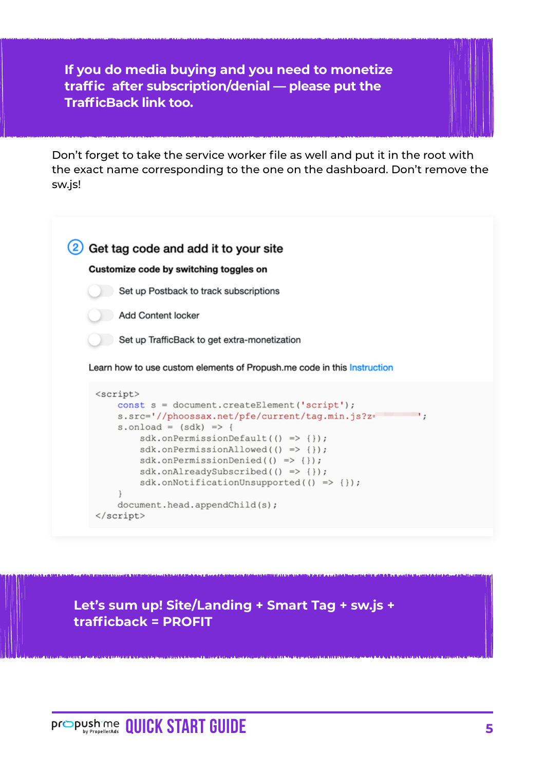**If you do media buying and you need to monetize traffic after subscription/denial — please put the TrafficBack link too.**

Don't forget to take the service worker file as well and put it in the root with the exact name corresponding to the one on the dashboard. Don't remove the sw.js!

## ② Get tag code and add it to your site

**Customize code by switching toggles on**

- Set up Postback to track subscriptions
- Add Content locker
- Set up TrafficBack to get extra-monetization

Learn how to use custom elements of Propush.me code in this Instruction

```
<script>
    const s = document.createElement('script');
    s.src='//phoossax.net/pfe/current/tag.min.js?z=';
    s.onload = (sdk) => {
        sdk.onPermissionDefault(() => {});
        sdk.onPermissionAllowed(() => {});
        sdk.onPermissionDenied(() => {});
        sdk.onAlreadySubscribed(() => {});
        sdk.onNotificationUnsupported(() => {});
    }
    document.head.appendChild(s);
</script>
```

**Let's sum up! Site/Landing + Smart Tag + sw.js + trafficback = PROFIT**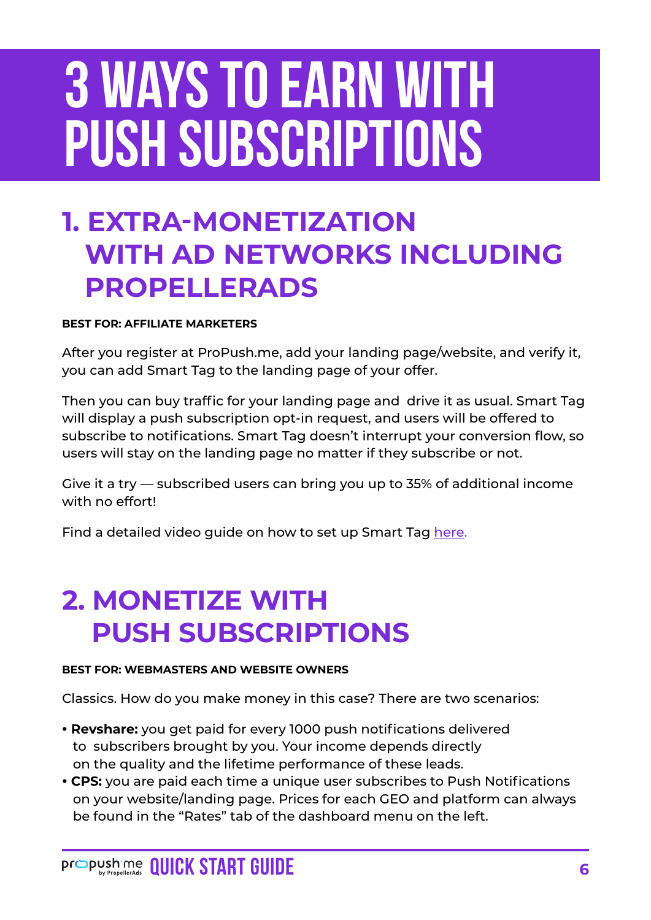# 3 WAYS TO EARN WITH PUSH SUBSCRIPTIONS

## 1. EXTRA-MONETIZATION WITH AD NETWORKS INCLUDING PROPELLERADS

**BEST FOR: AFFILIATE MARKETERS**

After you register at ProPush.me, add your landing page/website, and verify it, you can add Smart Tag to the landing page of your offer.

Then you can buy traffic for your landing page and drive it as usual. Smart Tag will display a push subscription opt-in request, and users will be offered to subscribe to notifications. Smart Tag doesn't interrupt your conversion flow, so users will stay on the landing page no matter if they subscribe or not.

Give it a try — subscribed users can bring you up to 35% of additional income with no effort!

Find a detailed video guide on how to set up Smart Tag here.

## 2. MONETIZE WITH PUSH SUBSCRIPTIONS

**BEST FOR: WEBMASTERS AND WEBSITE OWNERS**

Classics. How do you make money in this case? There are two scenarios:

- **Revshare:** you get paid for every 1000 push notifications delivered to subscribers brought by you. Your income depends directly on the quality and the lifetime performance of these leads.
- **CPS:** you are paid each time a unique user subscribes to Push Notifications on your website/landing page. Prices for each GEO and platform can always be found in the "Rates" tab of the dashboard menu on the left.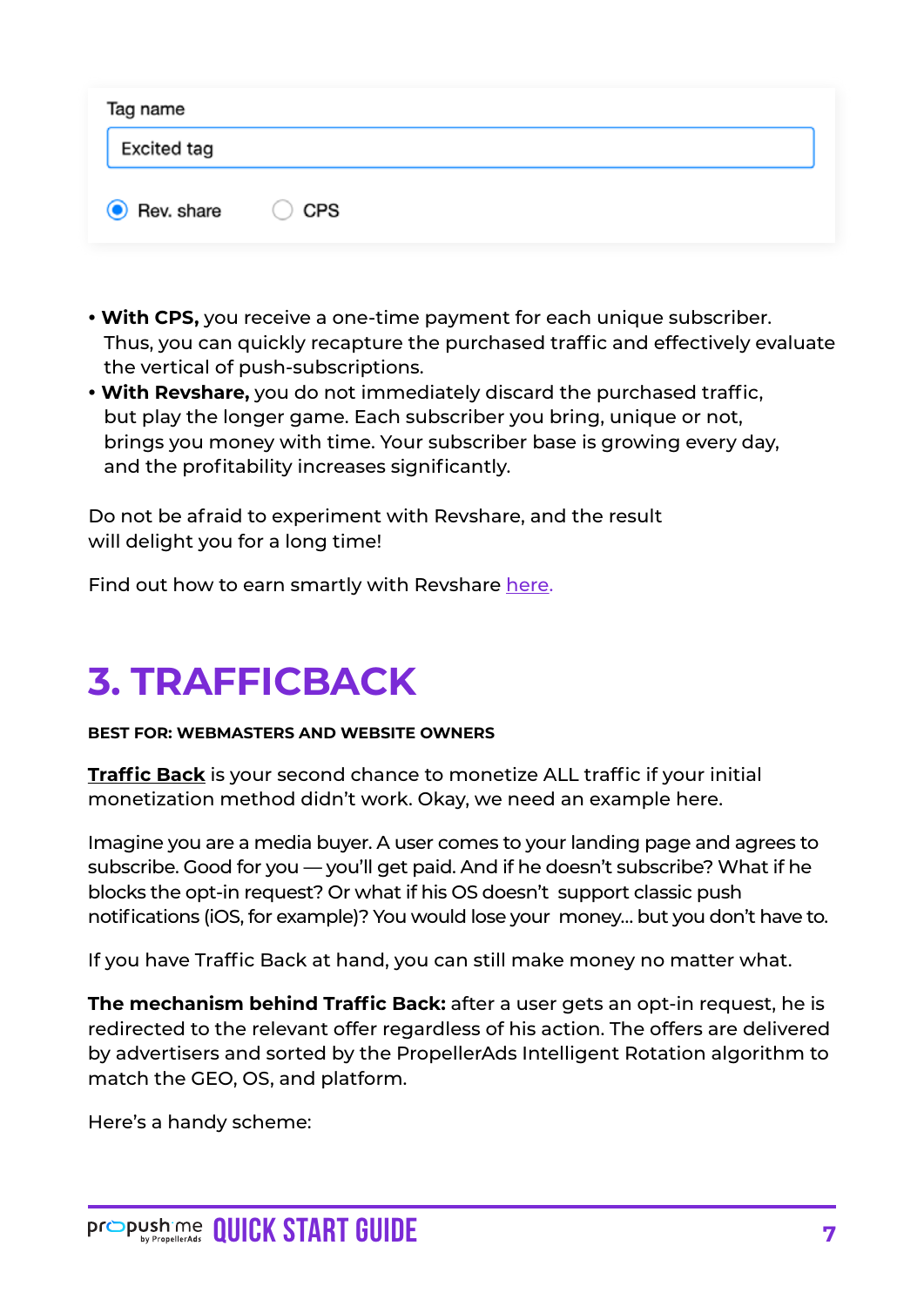Tag name

Excited tag

◉ Rev. share ○ CPS

- **With CPS,** you receive a one-time payment for each unique subscriber. Thus, you can quickly recapture the purchased traffic and effectively evaluate the vertical of push-subscriptions.
- **With Revshare,** you do not immediately discard the purchased traffic, but play the longer game. Each subscriber you bring, unique or not, brings you money with time. Your subscriber base is growing every day, and the profitability increases significantly.

Do not be afraid to experiment with Revshare, and the result will delight you for a long time!

Find out how to earn smartly with Revshare here.

# 3. TRAFFICBACK

**BEST FOR: WEBMASTERS AND WEBSITE OWNERS**

**Traffic Back** is your second chance to monetize ALL traffic if your initial monetization method didn't work. Okay, we need an example here.

Imagine you are a media buyer. A user comes to your landing page and agrees to subscribe. Good for you — you'll get paid. And if he doesn't subscribe? What if he blocks the opt-in request? Or what if his OS doesn't support classic push notifications (iOS, for example)? You would lose your money... but you don't have to.

If you have Traffic Back at hand, you can still make money no matter what.

**The mechanism behind Traffic Back:** after a user gets an opt-in request, he is redirected to the relevant offer regardless of his action. The offers are delivered by advertisers and sorted by the PropellerAds Intelligent Rotation algorithm to match the GEO, OS, and platform.

Here's a handy scheme: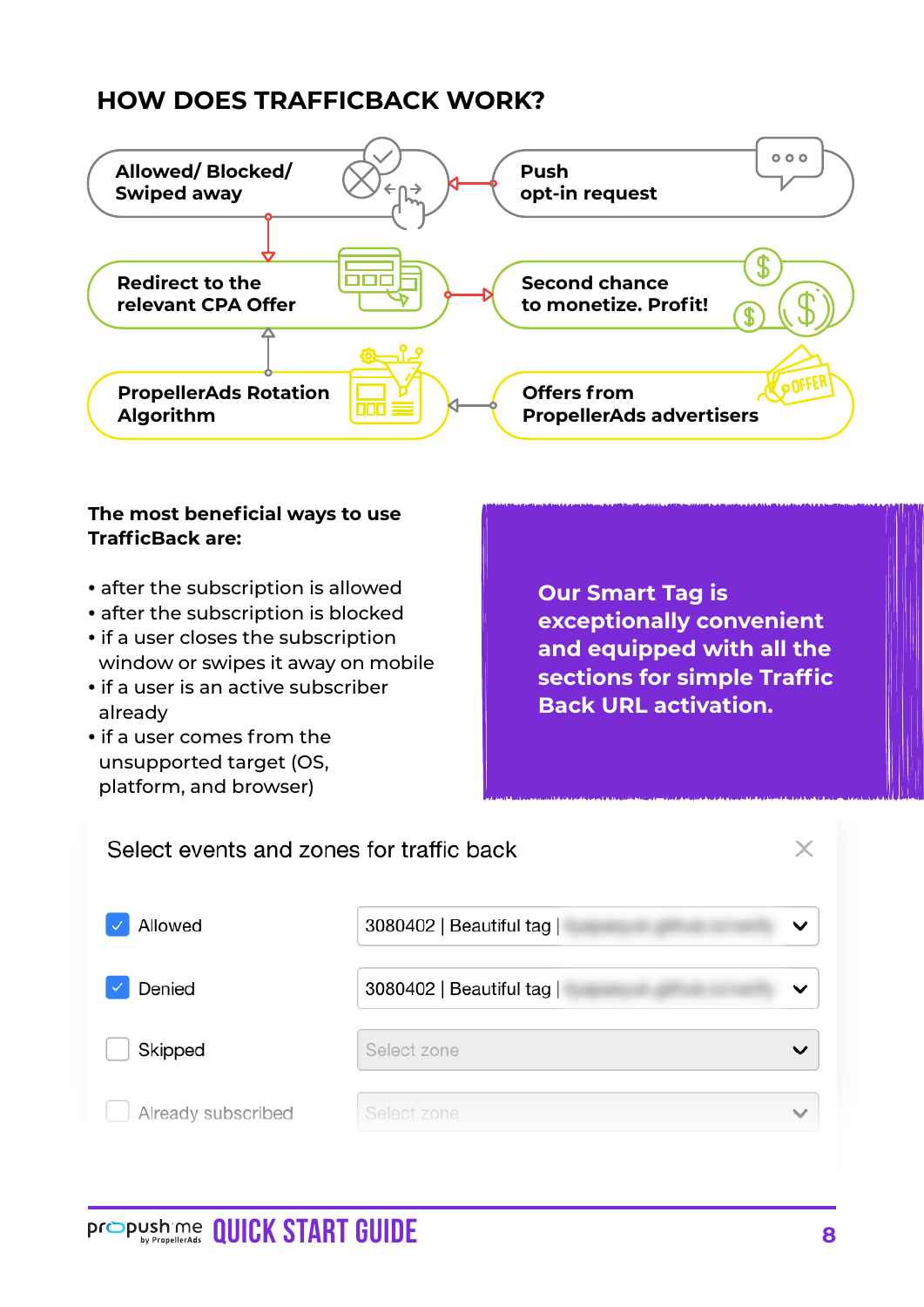# HOW DOES TRAFFICBACK WORK?

Push opt-in request → Allowed/ Blocked/ Swiped away → Redirect to the relevant CPA Offer → Second chance to monetize. Profit!

Offers from PropellerAds advertisers → PropellerAds Rotation Algorithm → Redirect to the relevant CPA Offer

**The most beneficial ways to use TrafficBack are:**

- after the subscription is allowed
- after the subscription is blocked
- if a user closes the subscription window or swipes it away on mobile
- if a user is an active subscriber already
- if a user comes from the unsupported target (OS, platform, and browser)

**Our Smart Tag is exceptionally convenient and equipped with all the sections for simple Traffic Back URL activation.**

Select events and zones for traffic back

| Event | Zone |
| --- | --- |
| ☑ Allowed | 3080402 \| Beautiful tag \| |
| ☑ Denied | 3080402 \| Beautiful tag \| |
| ☐ Skipped | Select zone |
| ☐ Already subscribed | Select zone |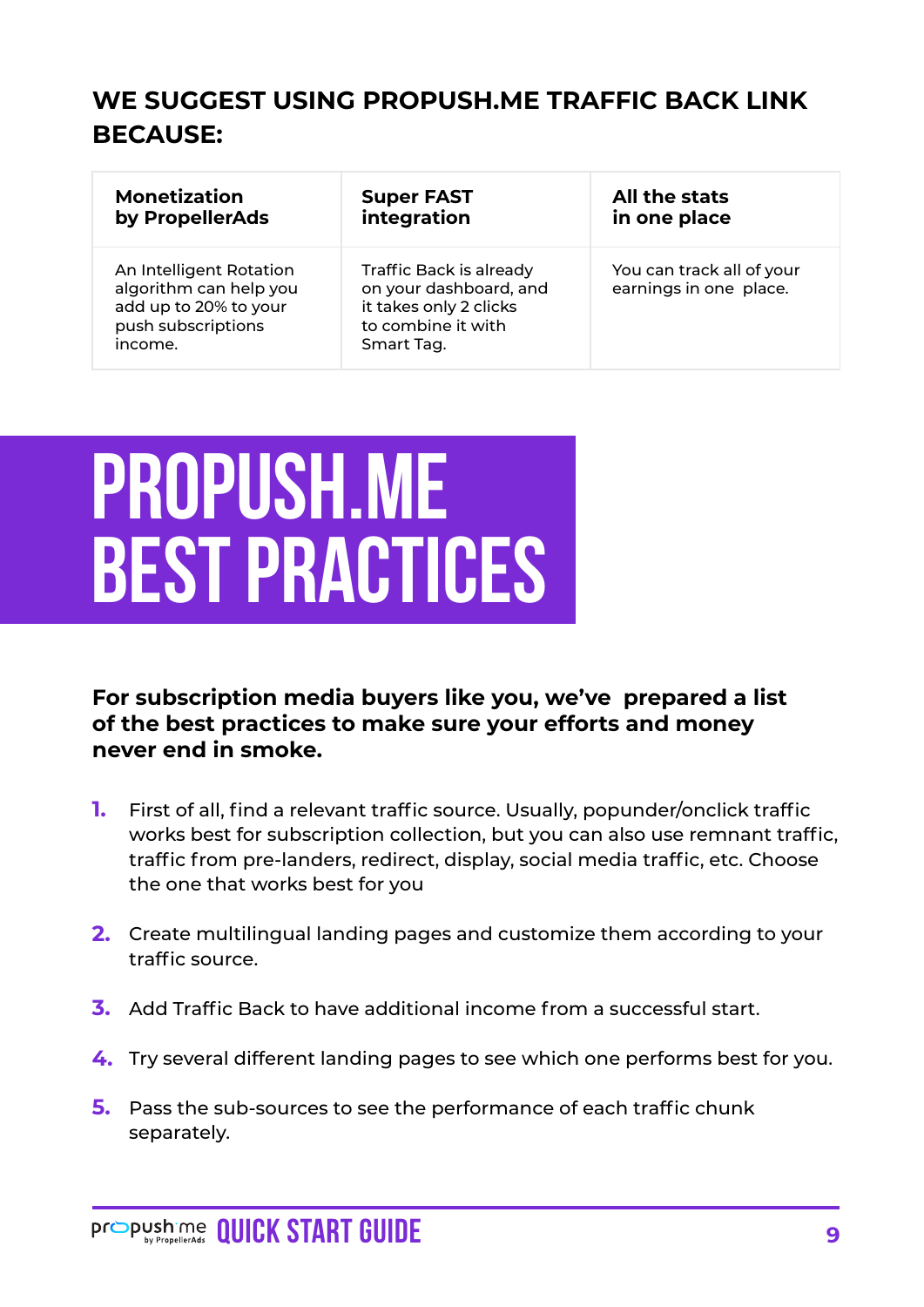## WE SUGGEST USING PROPUSH.ME TRAFFIC BACK LINK BECAUSE:

| Monetization by PropellerAds | Super FAST integration | All the stats in one place |
|---|---|---|
| An Intelligent Rotation algorithm can help you add up to 20% to your push subscriptions income. | Traffic Back is already on your dashboard, and it takes only 2 clicks to combine it with Smart Tag. | You can track all of your earnings in one place. |

# PROPUSH.ME BEST PRACTICES

**For subscription media buyers like you, we've prepared a list of the best practices to make sure your efforts and money never end in smoke.**

1. First of all, find a relevant traffic source. Usually, popunder/onclick traffic works best for subscription collection, but you can also use remnant traffic, traffic from pre-landers, redirect, display, social media traffic, etc. Choose the one that works best for you
2. Create multilingual landing pages and customize them according to your traffic source.
3. Add Traffic Back to have additional income from a successful start.
4. Try several different landing pages to see which one performs best for you.
5. Pass the sub-sources to see the performance of each traffic chunk separately.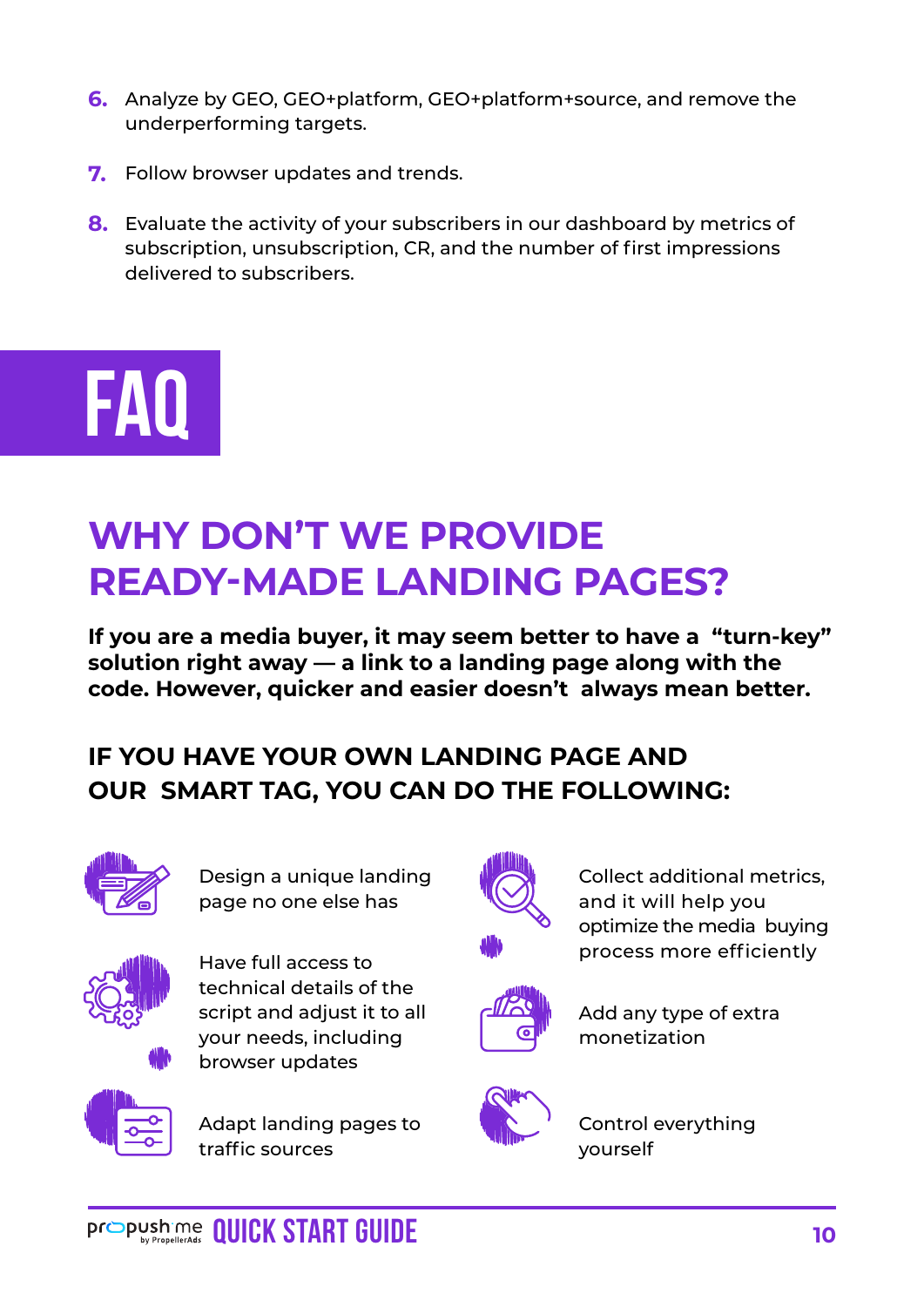6. Analyze by GEO, GEO+platform, GEO+platform+source, and remove the underperforming targets.

7. Follow browser updates and trends.

8. Evaluate the activity of your subscribers in our dashboard by metrics of subscription, unsubscription, CR, and the number of first impressions delivered to subscribers.

# FAQ

## WHY DON'T WE PROVIDE READY-MADE LANDING PAGES?

**If you are a media buyer, it may seem better to have a "turn-key" solution right away — a link to a landing page along with the code. However, quicker and easier doesn't always mean better.**

### IF YOU HAVE YOUR OWN LANDING PAGE AND OUR SMART TAG, YOU CAN DO THE FOLLOWING:

- Design a unique landing page no one else has
- Have full access to technical details of the script and adjust it to all your needs, including browser updates
- Adapt landing pages to traffic sources
- Collect additional metrics, and it will help you optimize the media buying process more efficiently
- Add any type of extra monetization
- Control everything yourself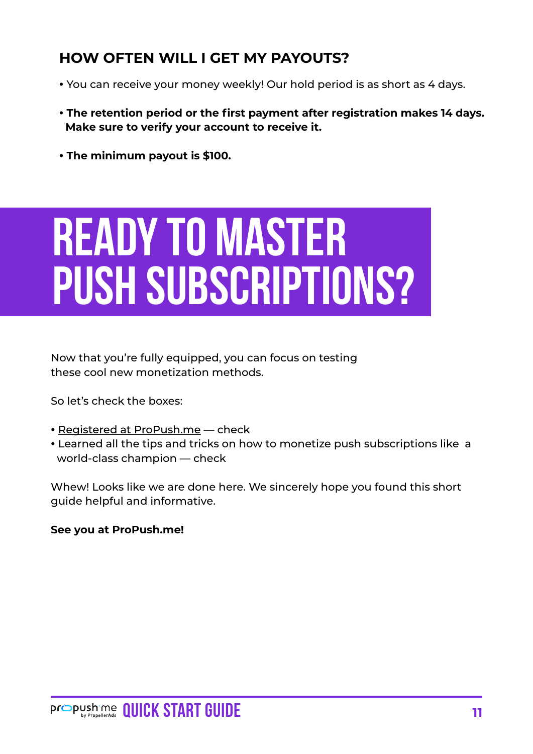## HOW OFTEN WILL I GET MY PAYOUTS?

- You can receive your money weekly! Our hold period is as short as 4 days.
- **The retention period or the first payment after registration makes 14 days. Make sure to verify your account to receive it.**
- **The minimum payout is $100.**

# READY TO MASTER PUSH SUBSCRIPTIONS?

Now that you're fully equipped, you can focus on testing these cool new monetization methods.

So let's check the boxes:

- Registered at ProPush.me — check
- Learned all the tips and tricks on how to monetize push subscriptions like a world-class champion — check

Whew! Looks like we are done here. We sincerely hope you found this short guide helpful and informative.

**See you at ProPush.me!**